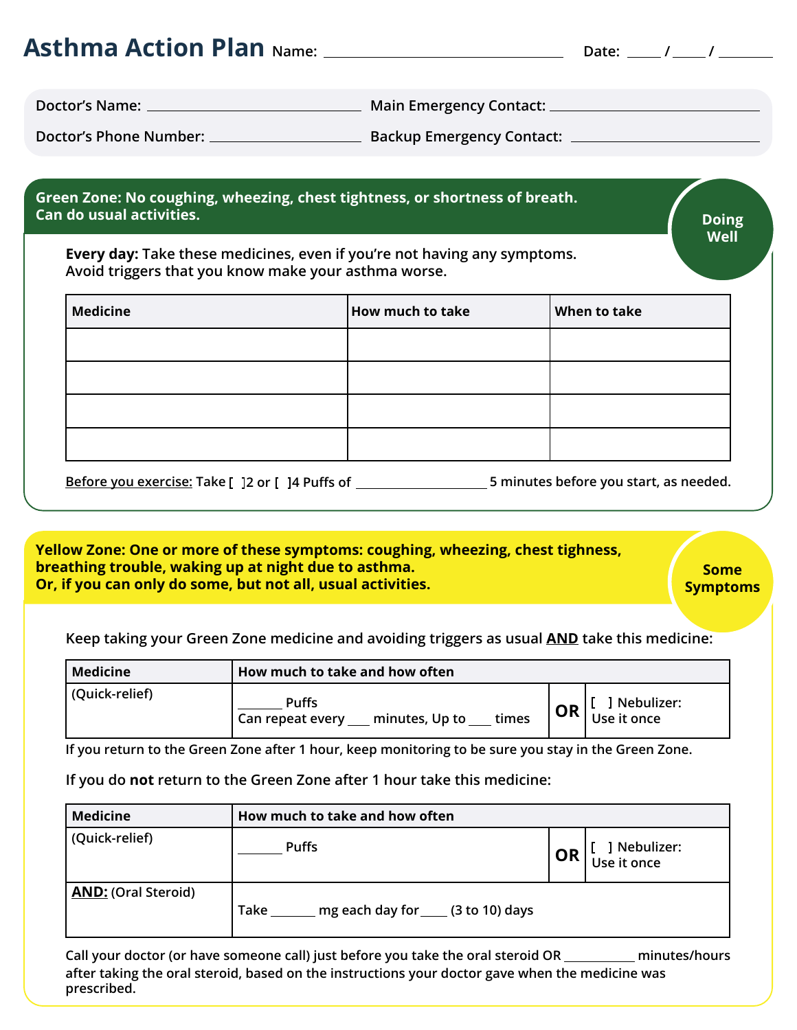# Asthma Action Plan

Name: ______________________ Date: ____ / ____ / ______

Doctor's Name: ______________________ Main Emergency Contact: ______________________

Doctor's Phone Number: ______________________ Backup Emergency Contact: ______________________

## Green Zone: No coughing, wheezing, chest tightness, or shortness of breath. Can do usual activities.

**Doing Well**

**Every day:** Take these medicines, even if you're not having any symptoms. Avoid triggers that you know make your asthma worse.

| Medicine | How much to take | When to take |
| --- | --- | --- |
| | | |
| | | |
| | | |
| | | |

Before you exercise: Take [ ]2 or [ ]4 Puffs of ______________ 5 minutes before you start, as needed.

## Yellow Zone: One or more of these symptoms: coughing, wheezing, chest tighness, breathing trouble, waking up at night due to asthma. Or, if you can only do some, but not all, usual activities.

**Some Symptoms**

Keep taking your Green Zone medicine and avoiding triggers as usual **AND** take this medicine:

| Medicine | How much to take and how often | | |
| --- | --- | --- | --- |
| (Quick-relief) | _____ Puffs<br>Can repeat every ___ minutes, Up to ___ times | **OR** | [ ] Nebulizer:<br>Use it once |

If you return to the Green Zone after 1 hour, keep monitoring to be sure you stay in the Green Zone.

If you do **not** return to the Green Zone after 1 hour take this medicine:

| Medicine | How much to take and how often | | |
| --- | --- | --- | --- |
| (Quick-relief) | _____ Puffs | **OR** | [ ] Nebulizer:<br>Use it once |
| **AND:** (Oral Steroid) | Take _____ mg each day for ___ (3 to 10) days | | |

Call your doctor (or have someone call) just before you take the oral steroid OR ________ minutes/hours after taking the oral steroid, based on the instructions your doctor gave when the medicine was prescribed.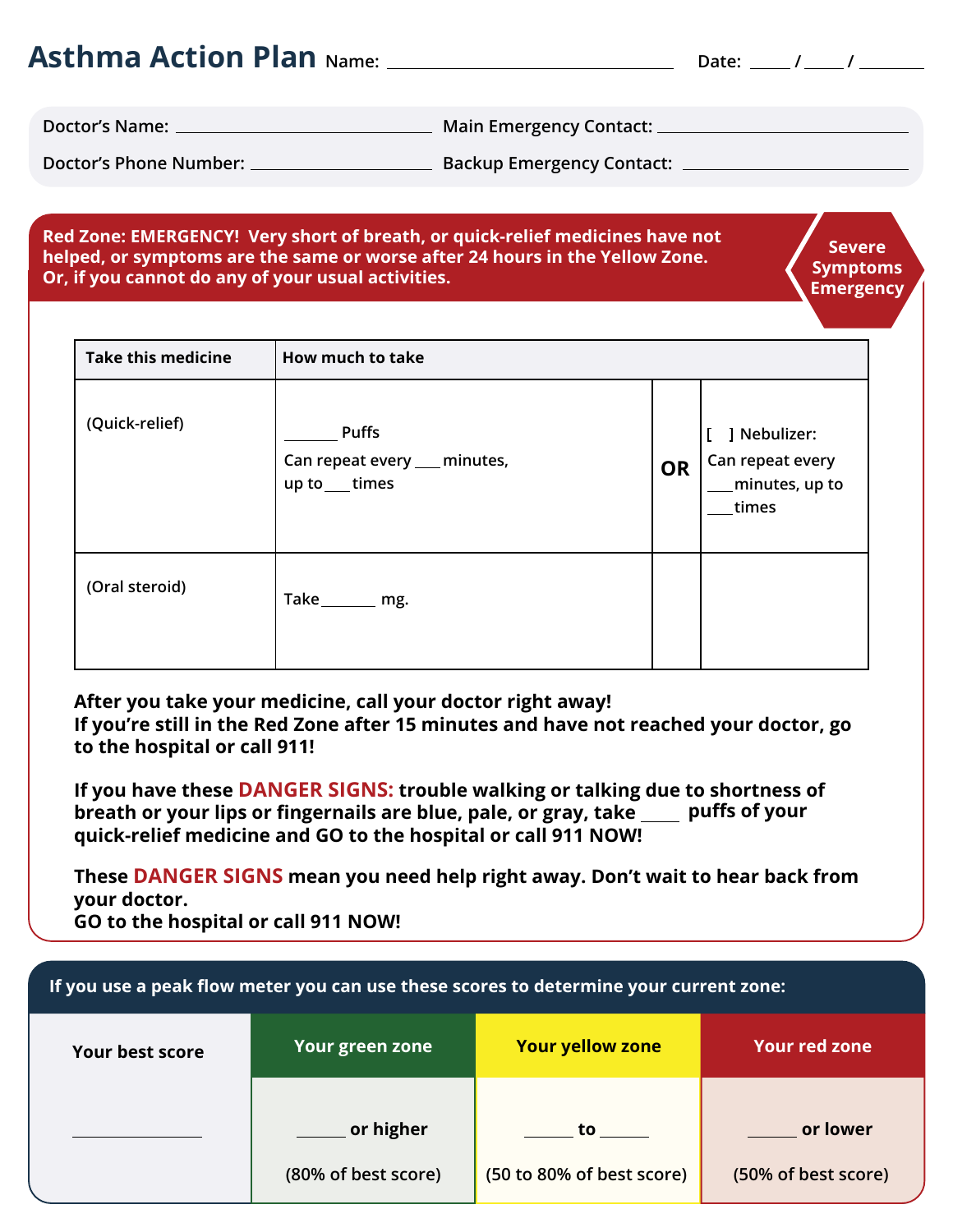# Asthma Action Plan

Name: ______________________________ Date: _____ / _____ / _______

Doctor's Name: ____________________________ Main Emergency Contact: ____________________________

Doctor's Phone Number: ____________________ Backup Emergency Contact: ____________________________

## Red Zone: EMERGENCY! Very short of breath, or quick-relief medicines have not helped, or symptoms are the same or worse after 24 hours in the Yellow Zone. Or, if you cannot do any of your usual activities.

**Severe Symptoms Emergency**

| Take this medicine | How much to take | | |
|---|---|---|---|
| (Quick-relief) | _______ Puffs<br>Can repeat every ___ minutes, up to ___ times | OR | [ ] Nebulizer:<br>Can repeat every ___ minutes, up to ___ times |
| (Oral steroid) | Take _______ mg. | | |

**After you take your medicine, call your doctor right away!**
**If you're still in the Red Zone after 15 minutes and have not reached your doctor, go to the hospital or call 911!**

**If you have these DANGER SIGNS: trouble walking or talking due to shortness of breath or your lips or fingernails are blue, pale, or gray, take _____ puffs of your quick-relief medicine and GO to the hospital or call 911 NOW!**

**These DANGER SIGNS mean you need help right away. Don't wait to hear back from your doctor.**
**GO to the hospital or call 911 NOW!**

## If you use a peak flow meter you can use these scores to determine your current zone:

| Your best score | Your green zone | Your yellow zone | Your red zone |
|---|---|---|---|
| ____________ | _____ or higher<br>(80% of best score) | _____ to _____<br>(50 to 80% of best score) | _____ or lower<br>(50% of best score) |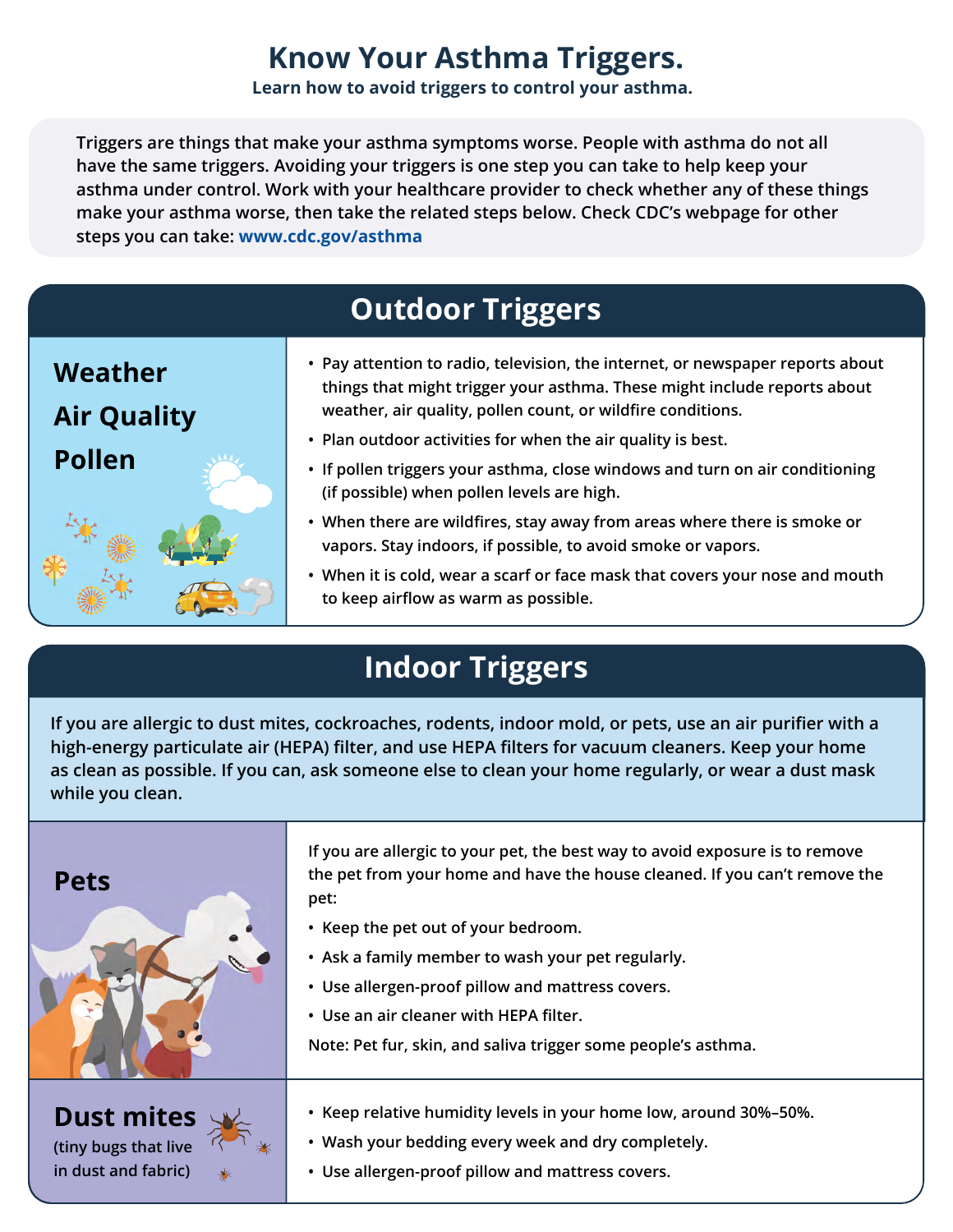# Know Your Asthma Triggers.

**Learn how to avoid triggers to control your asthma.**

Triggers are things that make your asthma symptoms worse. People with asthma do not all have the same triggers. Avoiding your triggers is one step you can take to help keep your asthma under control. Work with your healthcare provider to check whether any of these things make your asthma worse, then take the related steps below. Check CDC's webpage for other steps you can take: **www.cdc.gov/asthma**

## Outdoor Triggers

### Weather
### Air Quality
### Pollen

- Pay attention to radio, television, the internet, or newspaper reports about things that might trigger your asthma. These might include reports about weather, air quality, pollen count, or wildfire conditions.
- Plan outdoor activities for when the air quality is best.
- If pollen triggers your asthma, close windows and turn on air conditioning (if possible) when pollen levels are high.
- When there are wildfires, stay away from areas where there is smoke or vapors. Stay indoors, if possible, to avoid smoke or vapors.
- When it is cold, wear a scarf or face mask that covers your nose and mouth to keep airflow as warm as possible.

## Indoor Triggers

If you are allergic to dust mites, cockroaches, rodents, indoor mold, or pets, use an air purifier with a high-energy particulate air (HEPA) filter, and use HEPA filters for vacuum cleaners. Keep your home as clean as possible. If you can, ask someone else to clean your home regularly, or wear a dust mask while you clean.

### Pets

If you are allergic to your pet, the best way to avoid exposure is to remove the pet from your home and have the house cleaned. If you can't remove the pet:

- Keep the pet out of your bedroom.
- Ask a family member to wash your pet regularly.
- Use allergen-proof pillow and mattress covers.
- Use an air cleaner with HEPA filter.

Note: Pet fur, skin, and saliva trigger some people's asthma.

### Dust mites

(tiny bugs that live in dust and fabric)

- Keep relative humidity levels in your home low, around 30%–50%.
- Wash your bedding every week and dry completely.
- Use allergen-proof pillow and mattress covers.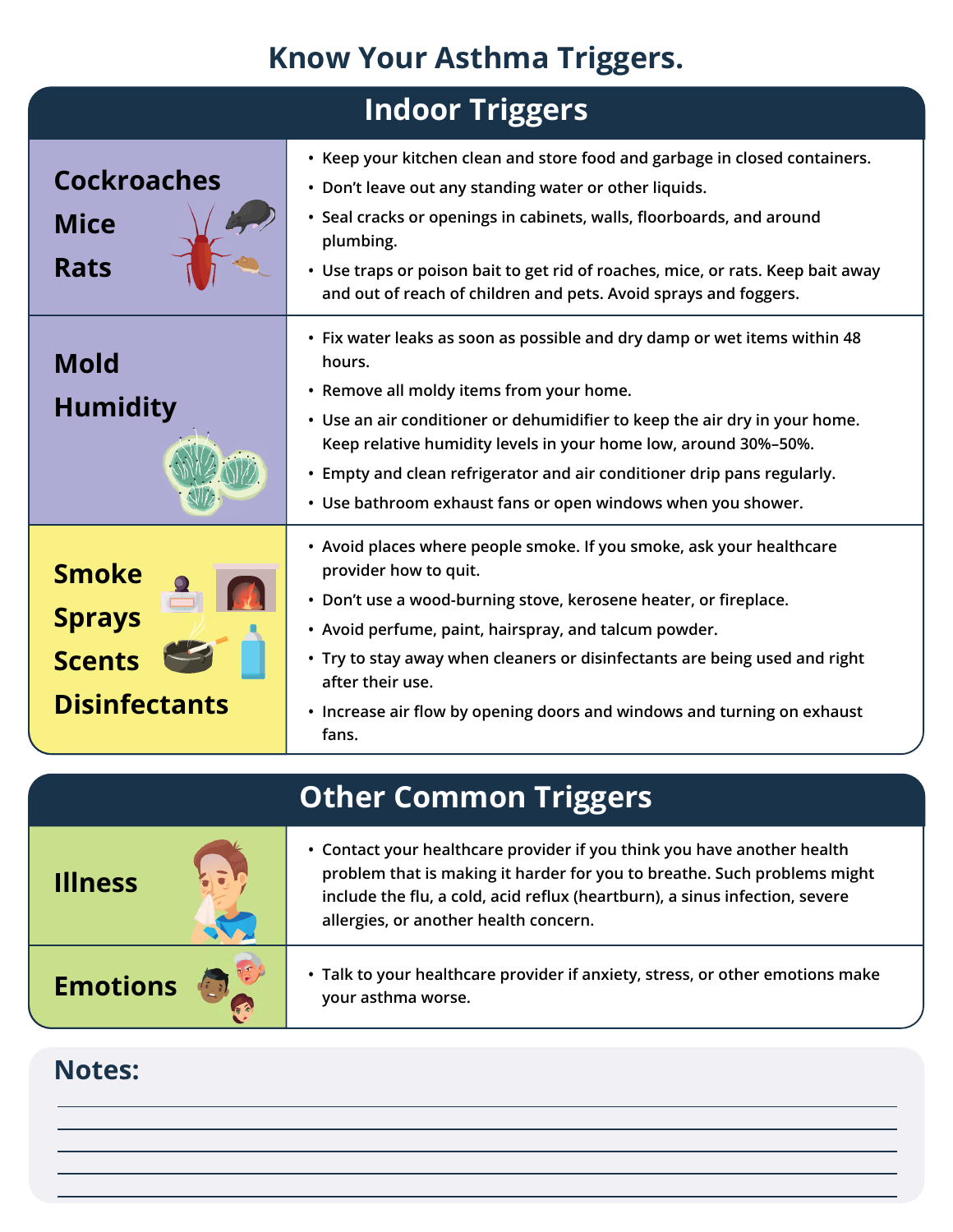# Know Your Asthma Triggers.

## Indoor Triggers

| Trigger | Tips |
| --- | --- |
| Cockroaches<br>Mice<br>Rats | • Keep your kitchen clean and store food and garbage in closed containers.<br>• Don't leave out any standing water or other liquids.<br>• Seal cracks or openings in cabinets, walls, floorboards, and around plumbing.<br>• Use traps or poison bait to get rid of roaches, mice, or rats. Keep bait away and out of reach of children and pets. Avoid sprays and foggers. |
| Mold<br>Humidity | • Fix water leaks as soon as possible and dry damp or wet items within 48 hours.<br>• Remove all moldy items from your home.<br>• Use an air conditioner or dehumidifier to keep the air dry in your home. Keep relative humidity levels in your home low, around 30%–50%.<br>• Empty and clean refrigerator and air conditioner drip pans regularly.<br>• Use bathroom exhaust fans or open windows when you shower. |
| Smoke<br>Sprays<br>Scents<br>Disinfectants | • Avoid places where people smoke. If you smoke, ask your healthcare provider how to quit.<br>• Don't use a wood-burning stove, kerosene heater, or fireplace.<br>• Avoid perfume, paint, hairspray, and talcum powder.<br>• Try to stay away when cleaners or disinfectants are being used and right after their use.<br>• Increase air flow by opening doors and windows and turning on exhaust fans. |

## Other Common Triggers

| Trigger | Tips |
| --- | --- |
| Illness | • Contact your healthcare provider if you think you have another health problem that is making it harder for you to breathe. Such problems might include the flu, a cold, acid reflux (heartburn), a sinus infection, severe allergies, or another health concern. |
| Emotions | • Talk to your healthcare provider if anxiety, stress, or other emotions make your asthma worse. |

## Notes: